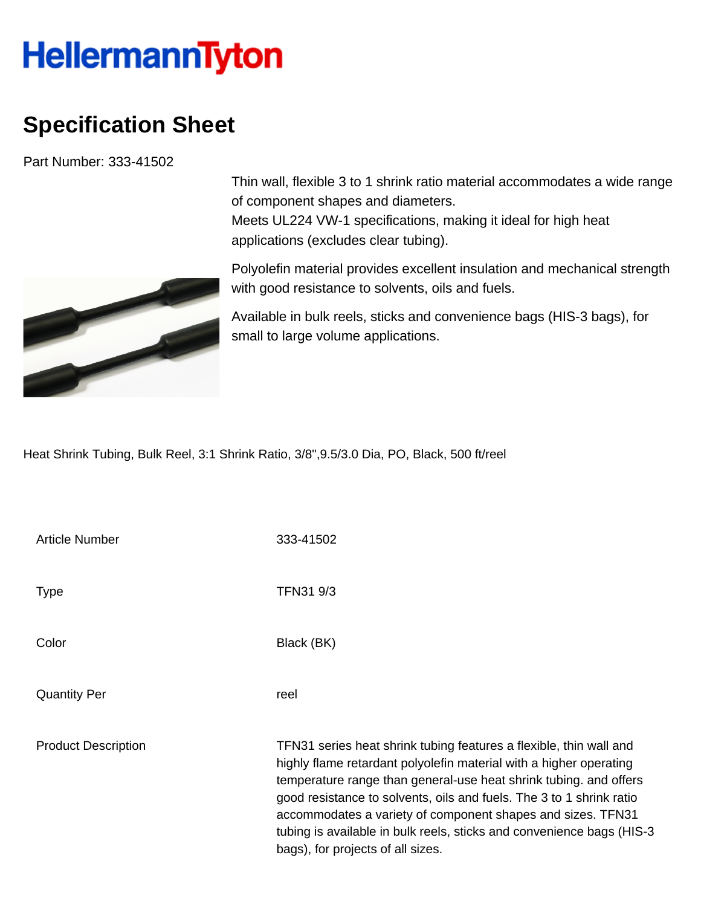HellermannTyton

# Specification Sheet

Part Number: 333-41502

Thin wall, flexible 3 to 1 shrink ratio material accommodates a wide range of component shapes and diameters.
Meets UL224 VW-1 specifications, making it ideal for high heat applications (excludes clear tubing).

Polyolefin material provides excellent insulation and mechanical strength with good resistance to solvents, oils and fuels.

Available in bulk reels, sticks and convenience bags (HIS-3 bags), for small to large volume applications.

Heat Shrink Tubing, Bulk Reel, 3:1 Shrink Ratio, 3/8",9.5/3.0 Dia, PO, Black, 500 ft/reel

| | |
|---|---|
| Article Number | 333-41502 |
| Type | TFN31 9/3 |
| Color | Black (BK) |
| Quantity Per | reel |
| Product Description | TFN31 series heat shrink tubing features a flexible, thin wall and highly flame retardant polyolefin material with a higher operating temperature range than general-use heat shrink tubing. and offers good resistance to solvents, oils and fuels. The 3 to 1 shrink ratio accommodates a variety of component shapes and sizes. TFN31 tubing is available in bulk reels, sticks and convenience bags (HIS-3 bags), for projects of all sizes. |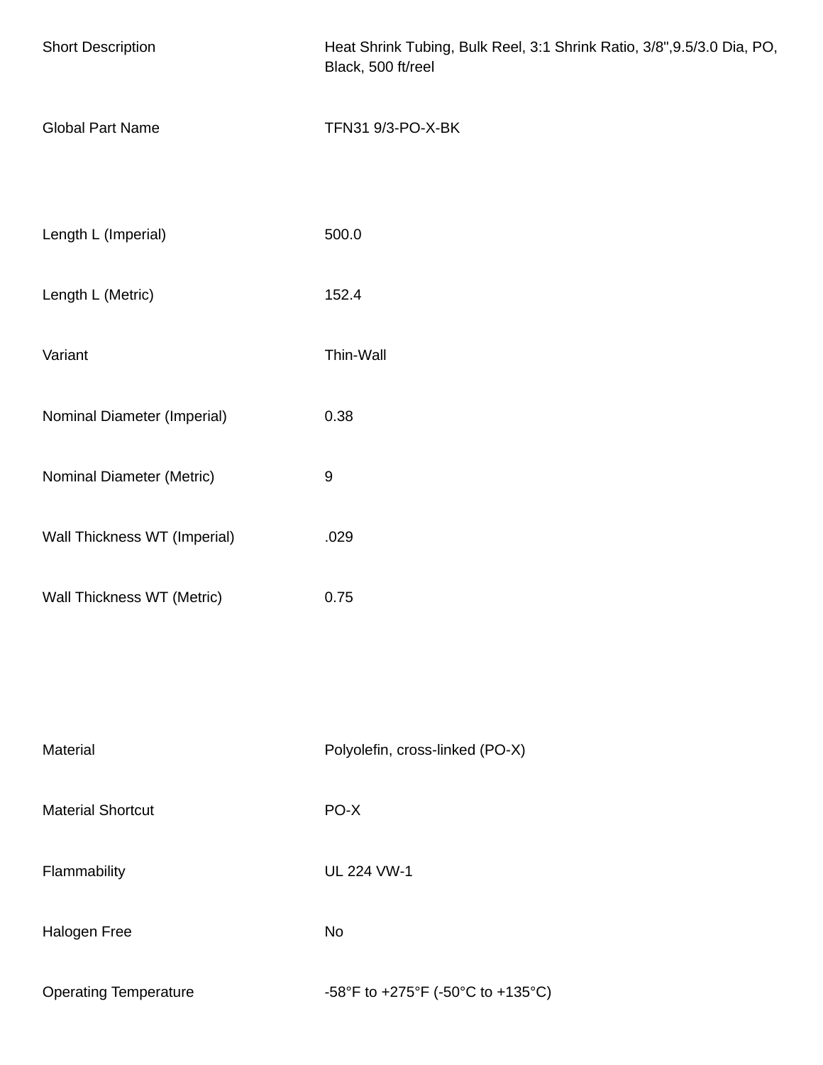| | |
|---|---|
| Short Description | Heat Shrink Tubing, Bulk Reel, 3:1 Shrink Ratio, 3/8",9.5/3.0 Dia, PO, Black, 500 ft/reel |
| Global Part Name | TFN31 9/3-PO-X-BK |

| | |
|---|---|
| Length L (Imperial) | 500.0 |
| Length L (Metric) | 152.4 |
| Variant | Thin-Wall |
| Nominal Diameter (Imperial) | 0.38 |
| Nominal Diameter (Metric) | 9 |
| Wall Thickness WT (Imperial) | .029 |
| Wall Thickness WT (Metric) | 0.75 |

| | |
|---|---|
| Material | Polyolefin, cross-linked (PO-X) |
| Material Shortcut | PO-X |
| Flammability | UL 224 VW-1 |
| Halogen Free | No |
| Operating Temperature | -58°F to +275°F (-50°C to +135°C) |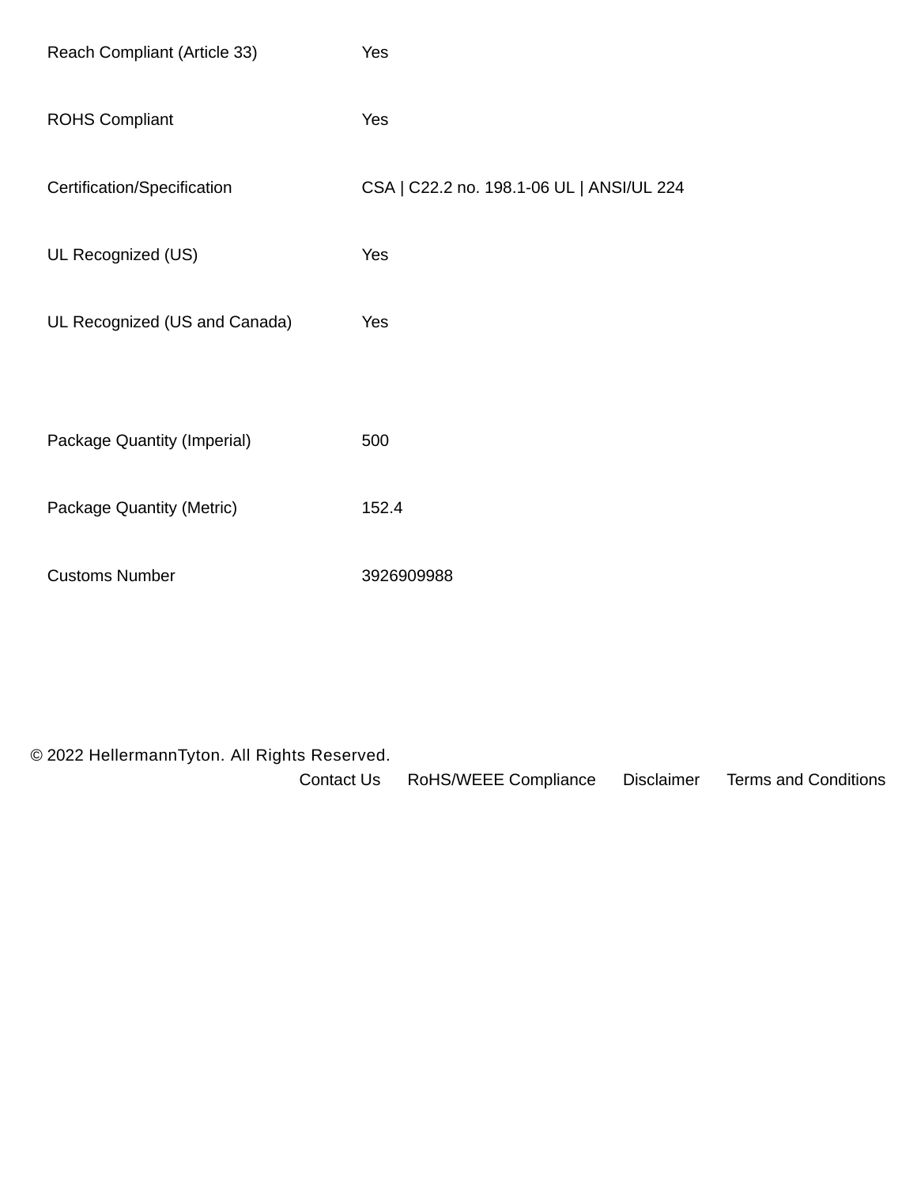| | |
|---|---|
| Reach Compliant (Article 33) | Yes |
| ROHS Compliant | Yes |
| Certification/Specification | CSA \| C22.2 no. 198.1-06 UL \| ANSI/UL 224 |
| UL Recognized (US) | Yes |
| UL Recognized (US and Canada) | Yes |

| | |
|---|---|
| Package Quantity (Imperial) | 500 |
| Package Quantity (Metric) | 152.4 |
| Customs Number | 3926909988 |

© 2022 HellermannTyton. All Rights Reserved.

Contact Us RoHS/WEEE Compliance Disclaimer Terms and Conditions